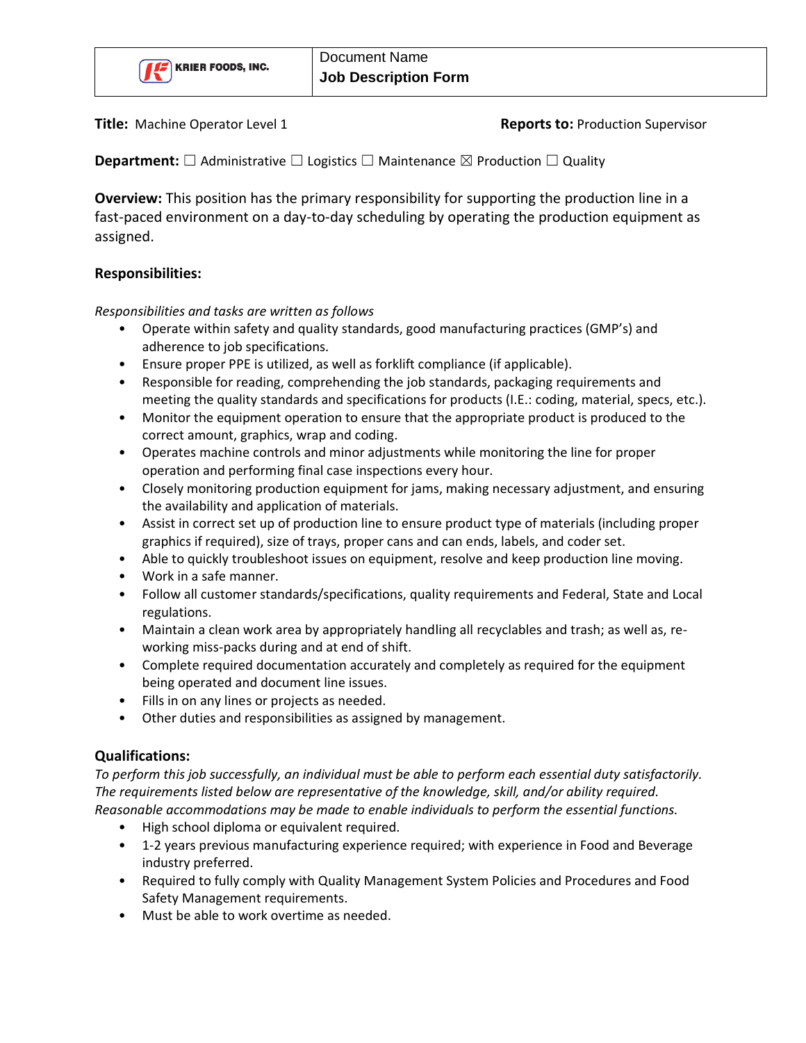| KRIER FOODS, INC. | Document Name<br>**Job Description Form** |
|---|---|

**Title:** Machine Operator Level 1 **Reports to:** Production Supervisor

**Department:** ☐ Administrative ☐ Logistics ☐ Maintenance ☒ Production ☐ Quality

**Overview:** This position has the primary responsibility for supporting the production line in a fast-paced environment on a day-to-day scheduling by operating the production equipment as assigned.

**Responsibilities:**

*Responsibilities and tasks are written as follows*

- Operate within safety and quality standards, good manufacturing practices (GMP's) and adherence to job specifications.
- Ensure proper PPE is utilized, as well as forklift compliance (if applicable).
- Responsible for reading, comprehending the job standards, packaging requirements and meeting the quality standards and specifications for products (I.E.: coding, material, specs, etc.).
- Monitor the equipment operation to ensure that the appropriate product is produced to the correct amount, graphics, wrap and coding.
- Operates machine controls and minor adjustments while monitoring the line for proper operation and performing final case inspections every hour.
- Closely monitoring production equipment for jams, making necessary adjustment, and ensuring the availability and application of materials.
- Assist in correct set up of production line to ensure product type of materials (including proper graphics if required), size of trays, proper cans and can ends, labels, and coder set.
- Able to quickly troubleshoot issues on equipment, resolve and keep production line moving.
- Work in a safe manner.
- Follow all customer standards/specifications, quality requirements and Federal, State and Local regulations.
- Maintain a clean work area by appropriately handling all recyclables and trash; as well as, re-working miss-packs during and at end of shift.
- Complete required documentation accurately and completely as required for the equipment being operated and document line issues.
- Fills in on any lines or projects as needed.
- Other duties and responsibilities as assigned by management.

**Qualifications:**

*To perform this job successfully, an individual must be able to perform each essential duty satisfactorily. The requirements listed below are representative of the knowledge, skill, and/or ability required. Reasonable accommodations may be made to enable individuals to perform the essential functions.*

- High school diploma or equivalent required.
- 1-2 years previous manufacturing experience required; with experience in Food and Beverage industry preferred.
- Required to fully comply with Quality Management System Policies and Procedures and Food Safety Management requirements.
- Must be able to work overtime as needed.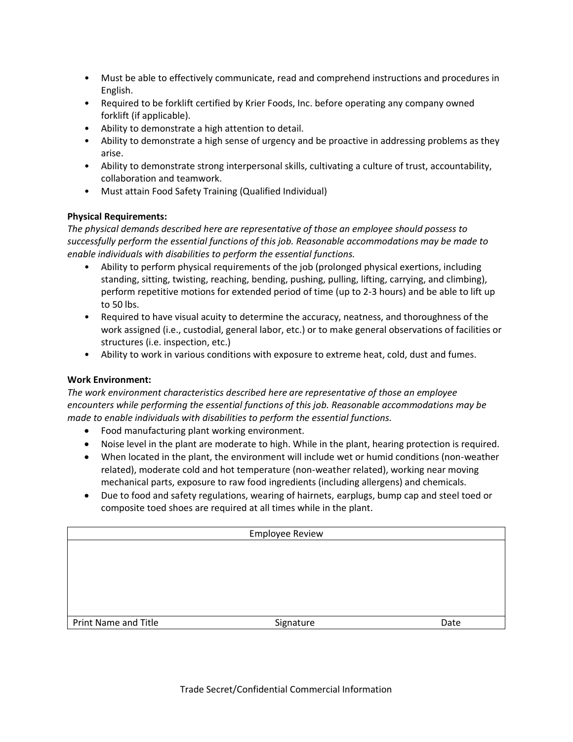- Must be able to effectively communicate, read and comprehend instructions and procedures in English.
- Required to be forklift certified by Krier Foods, Inc. before operating any company owned forklift (if applicable).
- Ability to demonstrate a high attention to detail.
- Ability to demonstrate a high sense of urgency and be proactive in addressing problems as they arise.
- Ability to demonstrate strong interpersonal skills, cultivating a culture of trust, accountability, collaboration and teamwork.
- Must attain Food Safety Training (Qualified Individual)

**Physical Requirements:**

*The physical demands described here are representative of those an employee should possess to successfully perform the essential functions of this job. Reasonable accommodations may be made to enable individuals with disabilities to perform the essential functions.*

- Ability to perform physical requirements of the job (prolonged physical exertions, including standing, sitting, twisting, reaching, bending, pushing, pulling, lifting, carrying, and climbing), perform repetitive motions for extended period of time (up to 2-3 hours) and be able to lift up to 50 lbs.
- Required to have visual acuity to determine the accuracy, neatness, and thoroughness of the work assigned (i.e., custodial, general labor, etc.) or to make general observations of facilities or structures (i.e. inspection, etc.)
- Ability to work in various conditions with exposure to extreme heat, cold, dust and fumes.

**Work Environment:**

*The work environment characteristics described here are representative of those an employee encounters while performing the essential functions of this job. Reasonable accommodations may be made to enable individuals with disabilities to perform the essential functions.*

- Food manufacturing plant working environment.
- Noise level in the plant are moderate to high. While in the plant, hearing protection is required.
- When located in the plant, the environment will include wet or humid conditions (non-weather related), moderate cold and hot temperature (non-weather related), working near moving mechanical parts, exposure to raw food ingredients (including allergens) and chemicals.
- Due to food and safety regulations, wearing of hairnets, earplugs, bump cap and steel toed or composite toed shoes are required at all times while in the plant.

| Employee Review | | |
|---|---|---|
| | | |
| Print Name and Title | Signature | Date |

Trade Secret/Confidential Commercial Information